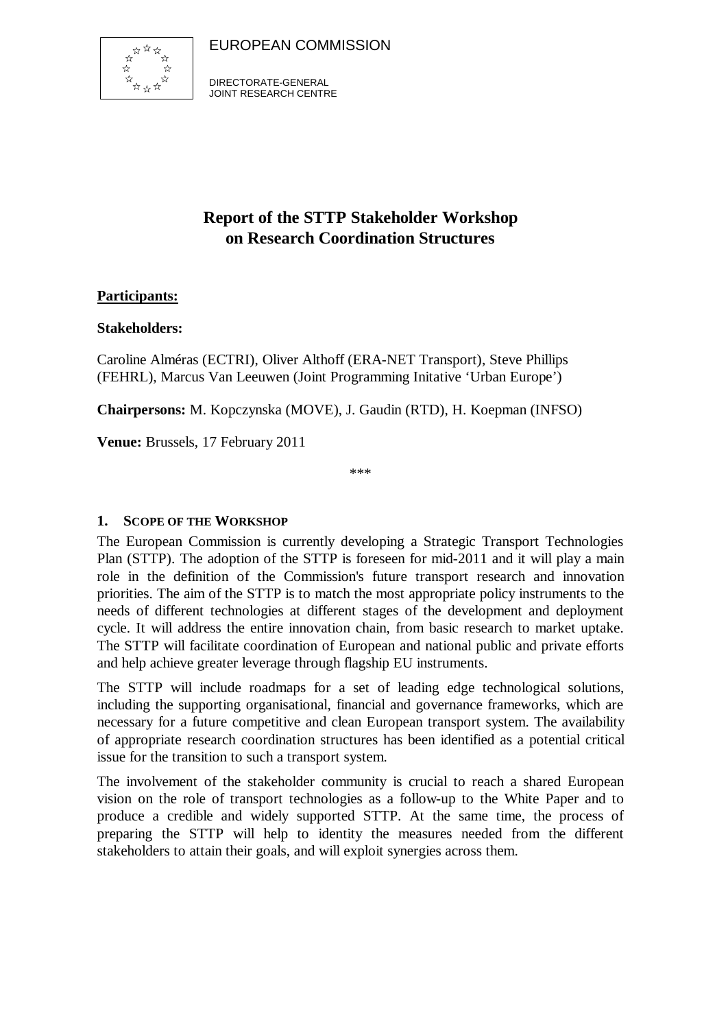EUROPEAN COMMISSION

DIRECTORATE-GENERAL
JOINT RESEARCH CENTRE

# Report of the STTP Stakeholder Workshop on Research Coordination Structures

**Participants:**

**Stakeholders:**

Caroline Alméras (ECTRI), Oliver Althoff (ERA-NET Transport), Steve Phillips (FEHRL), Marcus Van Leeuwen (Joint Programming Initative 'Urban Europe')

**Chairpersons:** M. Kopczynska (MOVE), J. Gaudin (RTD), H. Koepman (INFSO)

**Venue:** Brussels, 17 February 2011

\*\*\*

## 1. Scope of the Workshop

The European Commission is currently developing a Strategic Transport Technologies Plan (STTP). The adoption of the STTP is foreseen for mid-2011 and it will play a main role in the definition of the Commission's future transport research and innovation priorities. The aim of the STTP is to match the most appropriate policy instruments to the needs of different technologies at different stages of the development and deployment cycle. It will address the entire innovation chain, from basic research to market uptake. The STTP will facilitate coordination of European and national public and private efforts and help achieve greater leverage through flagship EU instruments.

The STTP will include roadmaps for a set of leading edge technological solutions, including the supporting organisational, financial and governance frameworks, which are necessary for a future competitive and clean European transport system. The availability of appropriate research coordination structures has been identified as a potential critical issue for the transition to such a transport system.

The involvement of the stakeholder community is crucial to reach a shared European vision on the role of transport technologies as a follow-up to the White Paper and to produce a credible and widely supported STTP. At the same time, the process of preparing the STTP will help to identity the measures needed from the different stakeholders to attain their goals, and will exploit synergies across them.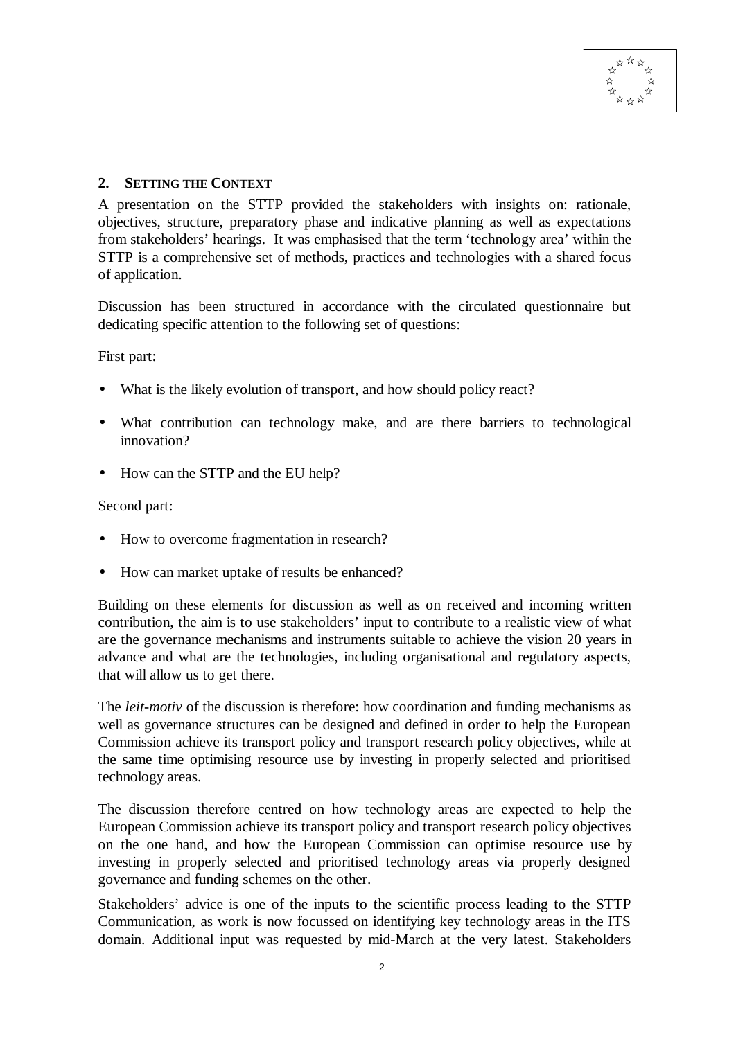## 2. Setting the Context

A presentation on the STTP provided the stakeholders with insights on: rationale, objectives, structure, preparatory phase and indicative planning as well as expectations from stakeholders' hearings. It was emphasised that the term 'technology area' within the STTP is a comprehensive set of methods, practices and technologies with a shared focus of application.

Discussion has been structured in accordance with the circulated questionnaire but dedicating specific attention to the following set of questions:

First part:

- What is the likely evolution of transport, and how should policy react?
- What contribution can technology make, and are there barriers to technological innovation?
- How can the STTP and the EU help?

Second part:

- How to overcome fragmentation in research?
- How can market uptake of results be enhanced?

Building on these elements for discussion as well as on received and incoming written contribution, the aim is to use stakeholders' input to contribute to a realistic view of what are the governance mechanisms and instruments suitable to achieve the vision 20 years in advance and what are the technologies, including organisational and regulatory aspects, that will allow us to get there.

The *leit-motiv* of the discussion is therefore: how coordination and funding mechanisms as well as governance structures can be designed and defined in order to help the European Commission achieve its transport policy and transport research policy objectives, while at the same time optimising resource use by investing in properly selected and prioritised technology areas.

The discussion therefore centred on how technology areas are expected to help the European Commission achieve its transport policy and transport research policy objectives on the one hand, and how the European Commission can optimise resource use by investing in properly selected and prioritised technology areas via properly designed governance and funding schemes on the other.

Stakeholders' advice is one of the inputs to the scientific process leading to the STTP Communication, as work is now focussed on identifying key technology areas in the ITS domain. Additional input was requested by mid-March at the very latest. Stakeholders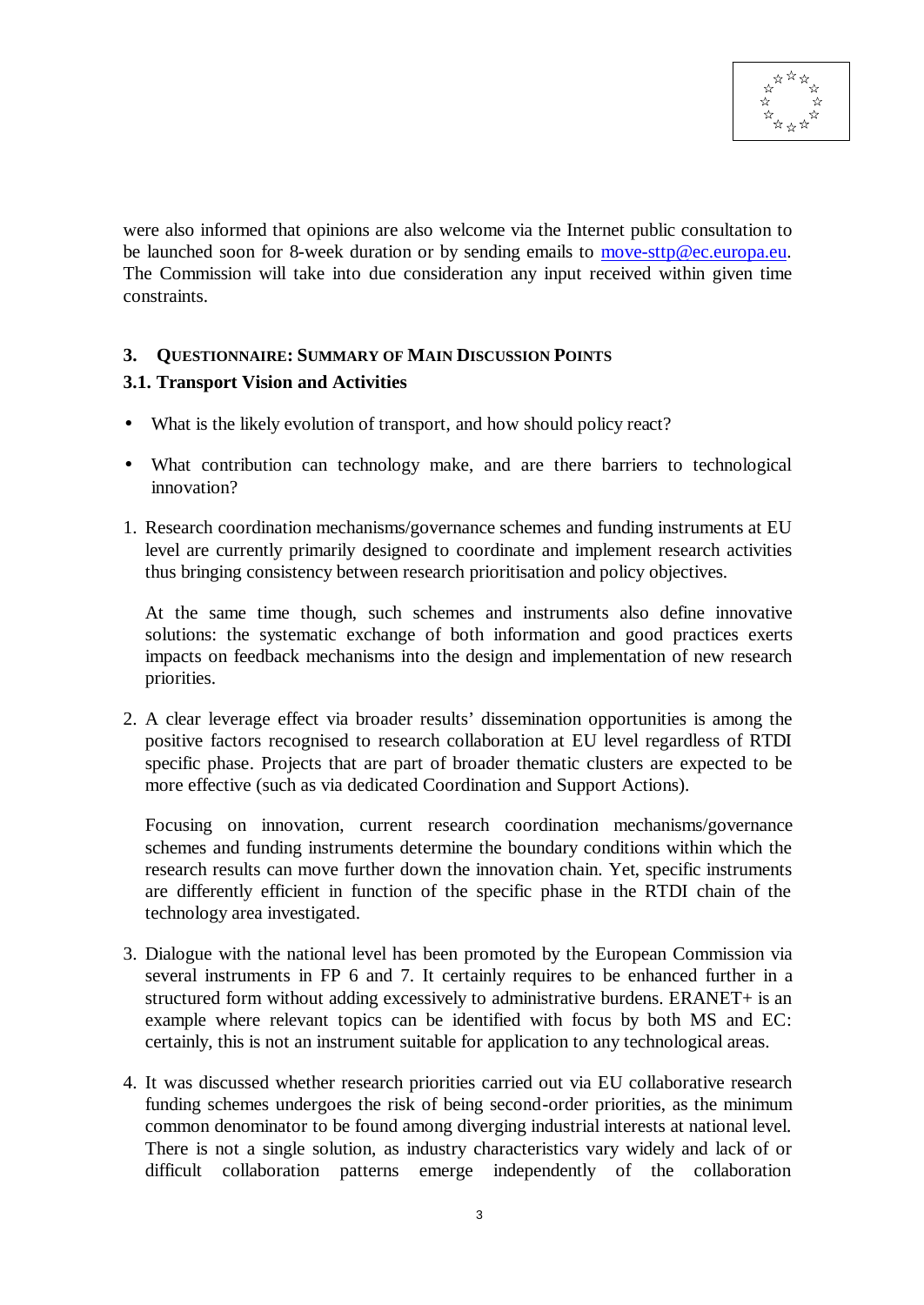were also informed that opinions are also welcome via the Internet public consultation to be launched soon for 8-week duration or by sending emails to move-sttp@ec.europa.eu. The Commission will take into due consideration any input received within given time constraints.

## 3. QUESTIONNAIRE: SUMMARY OF MAIN DISCUSSION POINTS

### 3.1. Transport Vision and Activities

- What is the likely evolution of transport, and how should policy react?
- What contribution can technology make, and are there barriers to technological innovation?

1. Research coordination mechanisms/governance schemes and funding instruments at EU level are currently primarily designed to coordinate and implement research activities thus bringing consistency between research prioritisation and policy objectives.

   At the same time though, such schemes and instruments also define innovative solutions: the systematic exchange of both information and good practices exerts impacts on feedback mechanisms into the design and implementation of new research priorities.

2. A clear leverage effect via broader results' dissemination opportunities is among the positive factors recognised to research collaboration at EU level regardless of RTDI specific phase. Projects that are part of broader thematic clusters are expected to be more effective (such as via dedicated Coordination and Support Actions).

   Focusing on innovation, current research coordination mechanisms/governance schemes and funding instruments determine the boundary conditions within which the research results can move further down the innovation chain. Yet, specific instruments are differently efficient in function of the specific phase in the RTDI chain of the technology area investigated.

3. Dialogue with the national level has been promoted by the European Commission via several instruments in FP 6 and 7. It certainly requires to be enhanced further in a structured form without adding excessively to administrative burdens. ERANET+ is an example where relevant topics can be identified with focus by both MS and EC: certainly, this is not an instrument suitable for application to any technological areas.

4. It was discussed whether research priorities carried out via EU collaborative research funding schemes undergoes the risk of being second-order priorities, as the minimum common denominator to be found among diverging industrial interests at national level. There is not a single solution, as industry characteristics vary widely and lack of or difficult collaboration patterns emerge independently of the collaboration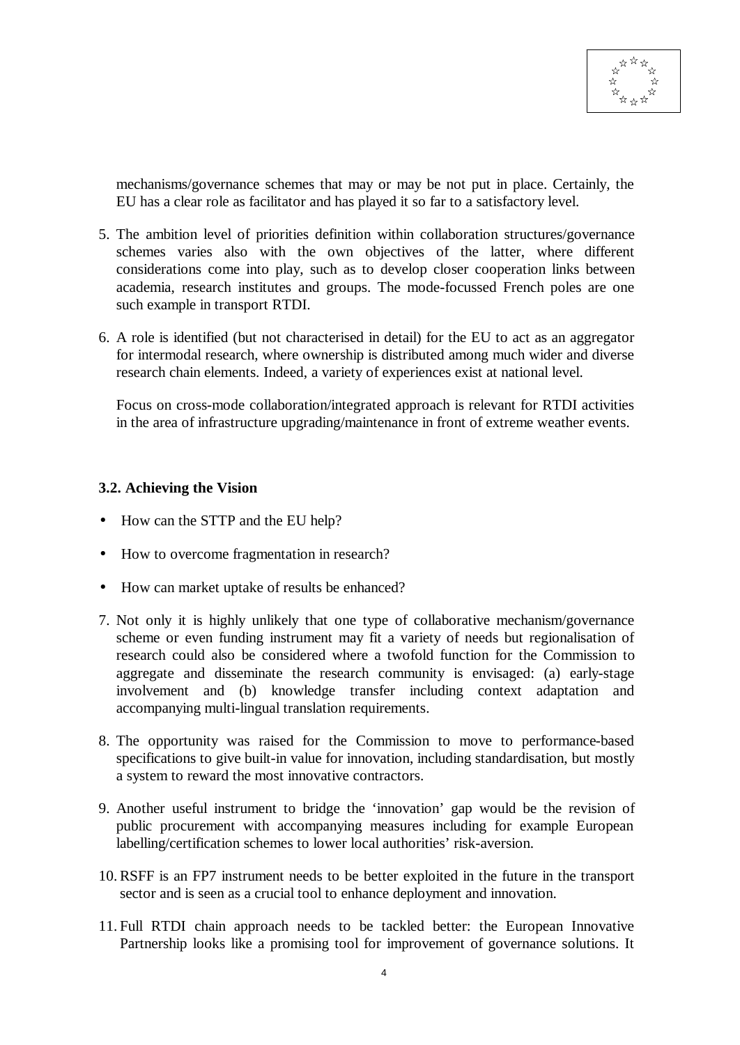mechanisms/governance schemes that may or may be not put in place. Certainly, the EU has a clear role as facilitator and has played it so far to a satisfactory level.

5. The ambition level of priorities definition within collaboration structures/governance schemes varies also with the own objectives of the latter, where different considerations come into play, such as to develop closer cooperation links between academia, research institutes and groups. The mode-focussed French poles are one such example in transport RTDI.

6. A role is identified (but not characterised in detail) for the EU to act as an aggregator for intermodal research, where ownership is distributed among much wider and diverse research chain elements. Indeed, a variety of experiences exist at national level.

   Focus on cross-mode collaboration/integrated approach is relevant for RTDI activities in the area of infrastructure upgrading/maintenance in front of extreme weather events.

### 3.2. Achieving the Vision

- How can the STTP and the EU help?
- How to overcome fragmentation in research?
- How can market uptake of results be enhanced?

7. Not only it is highly unlikely that one type of collaborative mechanism/governance scheme or even funding instrument may fit a variety of needs but regionalisation of research could also be considered where a twofold function for the Commission to aggregate and disseminate the research community is envisaged: (a) early-stage involvement and (b) knowledge transfer including context adaptation and accompanying multi-lingual translation requirements.

8. The opportunity was raised for the Commission to move to performance-based specifications to give built-in value for innovation, including standardisation, but mostly a system to reward the most innovative contractors.

9. Another useful instrument to bridge the 'innovation' gap would be the revision of public procurement with accompanying measures including for example European labelling/certification schemes to lower local authorities' risk-aversion.

10. RSFF is an FP7 instrument needs to be better exploited in the future in the transport sector and is seen as a crucial tool to enhance deployment and innovation.

11. Full RTDI chain approach needs to be tackled better: the European Innovative Partnership looks like a promising tool for improvement of governance solutions. It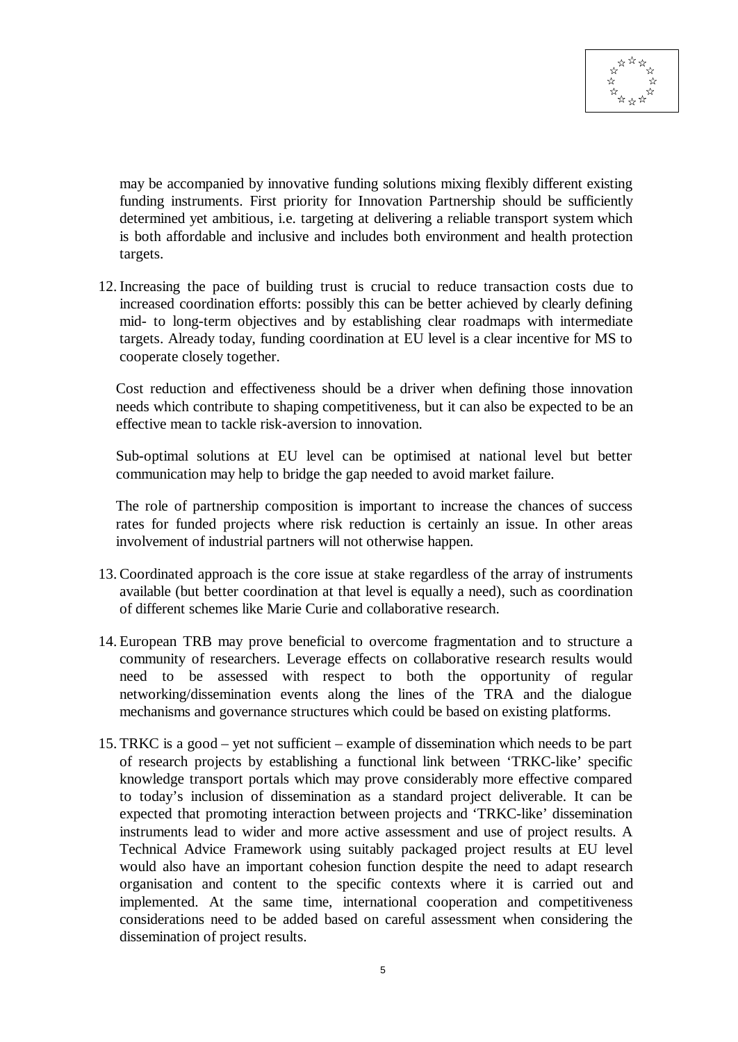may be accompanied by innovative funding solutions mixing flexibly different existing funding instruments. First priority for Innovation Partnership should be sufficiently determined yet ambitious, i.e. targeting at delivering a reliable transport system which is both affordable and inclusive and includes both environment and health protection targets.

12. Increasing the pace of building trust is crucial to reduce transaction costs due to increased coordination efforts: possibly this can be better achieved by clearly defining mid- to long-term objectives and by establishing clear roadmaps with intermediate targets. Already today, funding coordination at EU level is a clear incentive for MS to cooperate closely together.

    Cost reduction and effectiveness should be a driver when defining those innovation needs which contribute to shaping competitiveness, but it can also be expected to be an effective mean to tackle risk-aversion to innovation.

    Sub-optimal solutions at EU level can be optimised at national level but better communication may help to bridge the gap needed to avoid market failure.

    The role of partnership composition is important to increase the chances of success rates for funded projects where risk reduction is certainly an issue. In other areas involvement of industrial partners will not otherwise happen.

13. Coordinated approach is the core issue at stake regardless of the array of instruments available (but better coordination at that level is equally a need), such as coordination of different schemes like Marie Curie and collaborative research.

14. European TRB may prove beneficial to overcome fragmentation and to structure a community of researchers. Leverage effects on collaborative research results would need to be assessed with respect to both the opportunity of regular networking/dissemination events along the lines of the TRA and the dialogue mechanisms and governance structures which could be based on existing platforms.

15. TRKC is a good – yet not sufficient – example of dissemination which needs to be part of research projects by establishing a functional link between 'TRKC-like' specific knowledge transport portals which may prove considerably more effective compared to today's inclusion of dissemination as a standard project deliverable. It can be expected that promoting interaction between projects and 'TRKC-like' dissemination instruments lead to wider and more active assessment and use of project results. A Technical Advice Framework using suitably packaged project results at EU level would also have an important cohesion function despite the need to adapt research organisation and content to the specific contexts where it is carried out and implemented. At the same time, international cooperation and competitiveness considerations need to be added based on careful assessment when considering the dissemination of project results.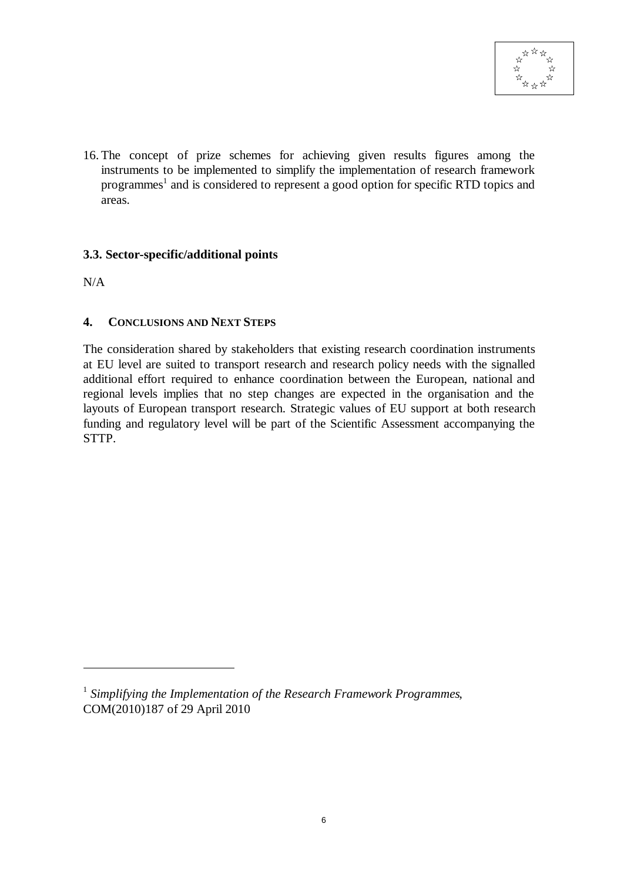16. The concept of prize schemes for achieving given results figures among the instruments to be implemented to simplify the implementation of research framework programmes[1] and is considered to represent a good option for specific RTD topics and areas.

### 3.3. Sector-specific/additional points

N/A

## 4. CONCLUSIONS AND NEXT STEPS

The consideration shared by stakeholders that existing research coordination instruments at EU level are suited to transport research and research policy needs with the signalled additional effort required to enhance coordination between the European, national and regional levels implies that no step changes are expected in the organisation and the layouts of European transport research. Strategic values of EU support at both research funding and regulatory level will be part of the Scientific Assessment accompanying the STTP.

---

[1] *Simplifying the Implementation of the Research Framework Programmes*, COM(2010)187 of 29 April 2010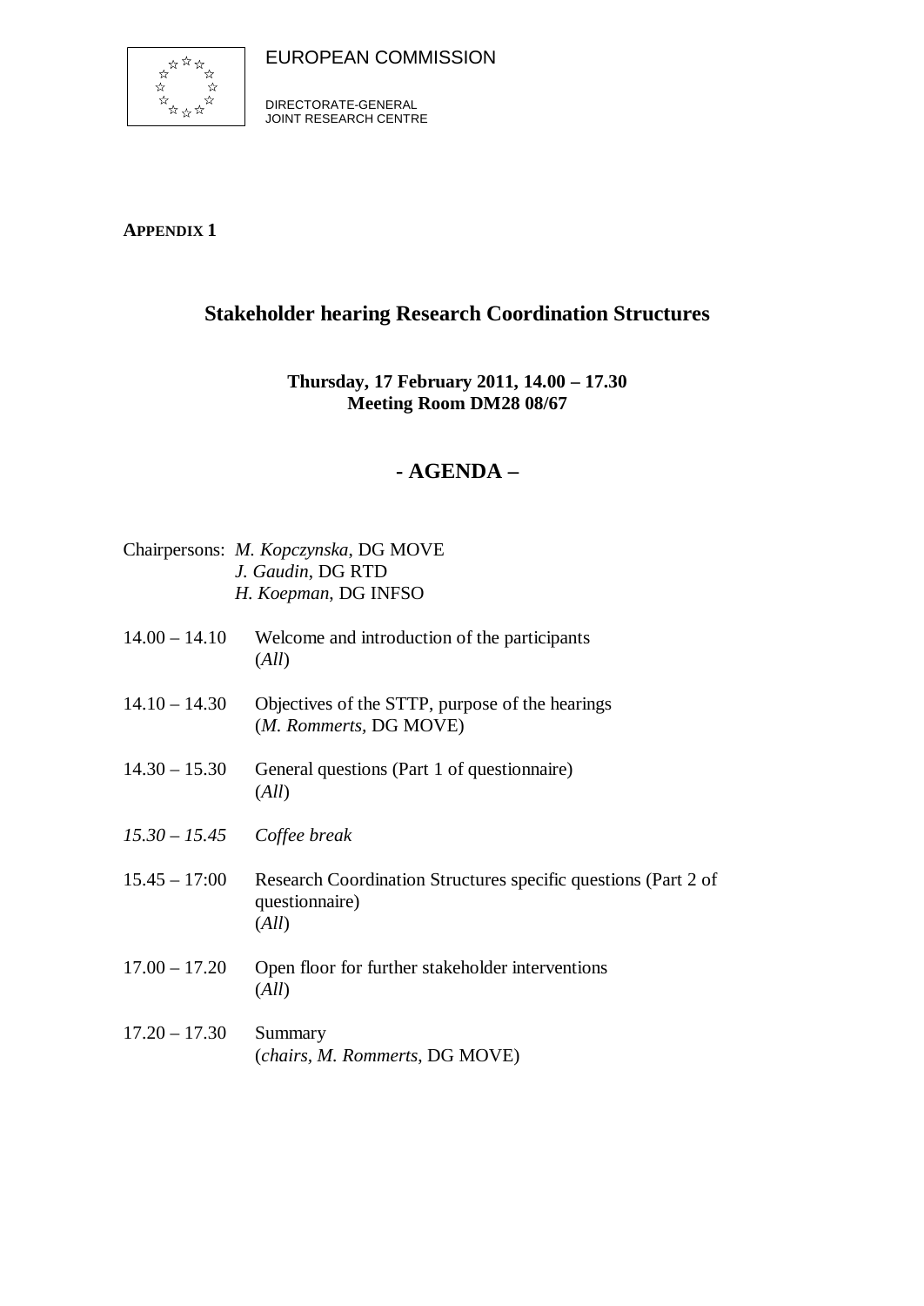EUROPEAN COMMISSION

DIRECTORATE-GENERAL
JOINT RESEARCH CENTRE

**APPENDIX 1**

## Stakeholder hearing Research Coordination Structures

**Thursday, 17 February 2011, 14.00 – 17.30**
**Meeting Room DM28 08/67**

## - AGENDA –

Chairpersons: *M. Kopczynska*, DG MOVE
*J. Gaudin*, DG RTD
*H. Koepman*, DG INFSO

14.00 – 14.10 Welcome and introduction of the participants
(*All*)

14.10 – 14.30 Objectives of the STTP, purpose of the hearings
(*M. Rommerts*, DG MOVE)

14.30 – 15.30 General questions (Part 1 of questionnaire)
(*All*)

*15.30 – 15.45 Coffee break*

15.45 – 17:00 Research Coordination Structures specific questions (Part 2 of questionnaire)
(*All*)

17.00 – 17.20 Open floor for further stakeholder interventions
(*All*)

17.20 – 17.30 Summary
(*chairs, M. Rommerts*, DG MOVE)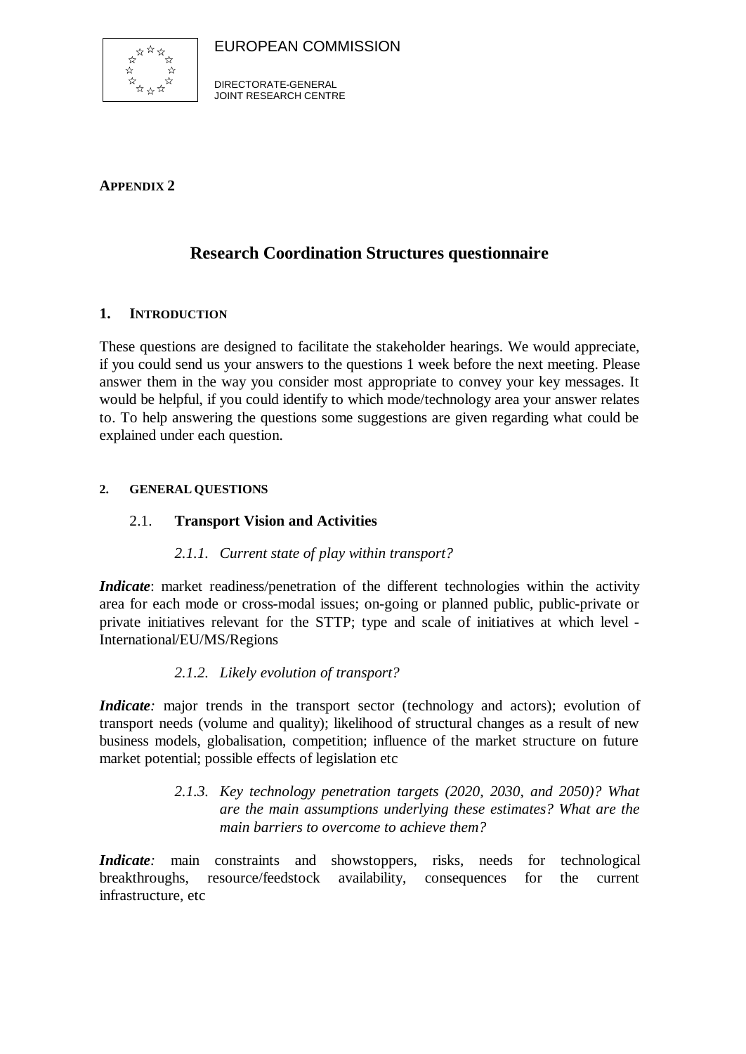EUROPEAN COMMISSION

DIRECTORATE-GENERAL
JOINT RESEARCH CENTRE

**APPENDIX 2**

# Research Coordination Structures questionnaire

## 1. INTRODUCTION

These questions are designed to facilitate the stakeholder hearings. We would appreciate, if you could send us your answers to the questions 1 week before the next meeting. Please answer them in the way you consider most appropriate to convey your key messages. It would be helpful, if you could identify to which mode/technology area your answer relates to. To help answering the questions some suggestions are given regarding what could be explained under each question.

## 2. GENERAL QUESTIONS

### 2.1. Transport Vision and Activities

*2.1.1. Current state of play within transport?*

***Indicate***: market readiness/penetration of the different technologies within the activity area for each mode or cross-modal issues; on-going or planned public, public-private or private initiatives relevant for the STTP; type and scale of initiatives at which level - International/EU/MS/Regions

*2.1.2. Likely evolution of transport?*

***Indicate:*** major trends in the transport sector (technology and actors); evolution of transport needs (volume and quality); likelihood of structural changes as a result of new business models, globalisation, competition; influence of the market structure on future market potential; possible effects of legislation etc

*2.1.3. Key technology penetration targets (2020, 2030, and 2050)? What are the main assumptions underlying these estimates? What are the main barriers to overcome to achieve them?*

***Indicate:*** main constraints and showstoppers, risks, needs for technological breakthroughs, resource/feedstock availability, consequences for the current infrastructure, etc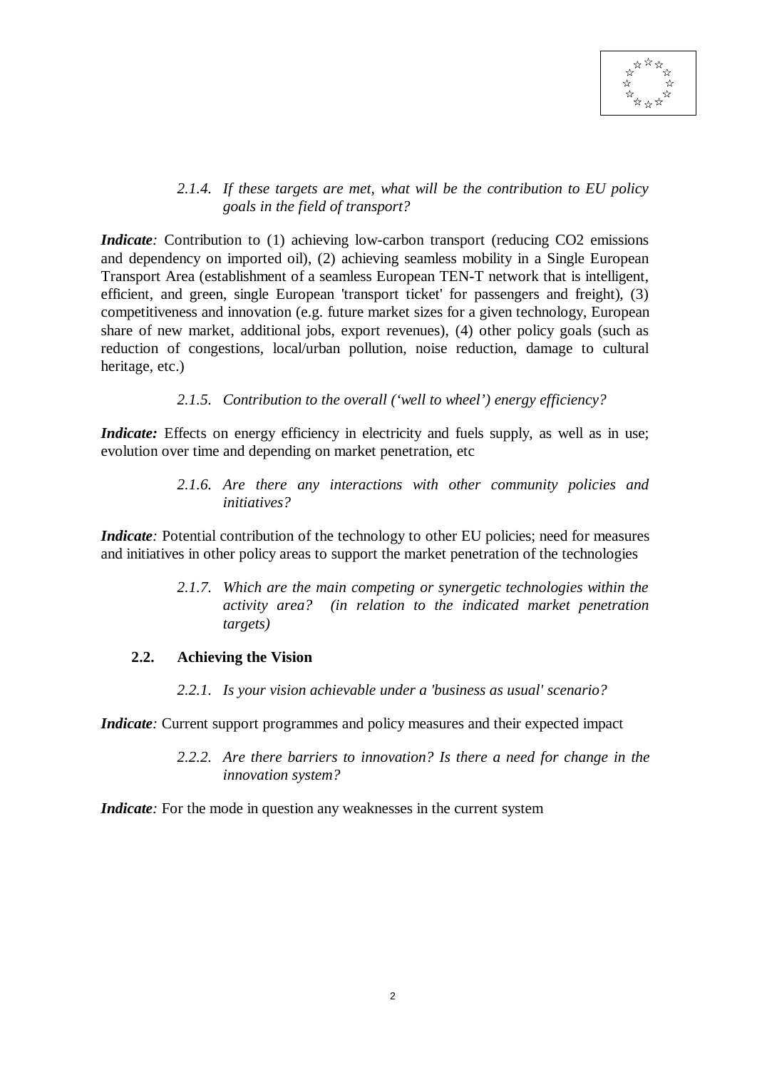*2.1.4. If these targets are met, what will be the contribution to EU policy goals in the field of transport?*

***Indicate:*** Contribution to (1) achieving low-carbon transport (reducing CO2 emissions and dependency on imported oil), (2) achieving seamless mobility in a Single European Transport Area (establishment of a seamless European TEN-T network that is intelligent, efficient, and green, single European 'transport ticket' for passengers and freight), (3) competitiveness and innovation (e.g. future market sizes for a given technology, European share of new market, additional jobs, export revenues), (4) other policy goals (such as reduction of congestions, local/urban pollution, noise reduction, damage to cultural heritage, etc.)

*2.1.5. Contribution to the overall ('well to wheel') energy efficiency?*

***Indicate:*** Effects on energy efficiency in electricity and fuels supply, as well as in use; evolution over time and depending on market penetration, etc

*2.1.6. Are there any interactions with other community policies and initiatives?*

***Indicate:*** Potential contribution of the technology to other EU policies; need for measures and initiatives in other policy areas to support the market penetration of the technologies

*2.1.7. Which are the main competing or synergetic technologies within the activity area? (in relation to the indicated market penetration targets)*

## 2.2. Achieving the Vision

*2.2.1. Is your vision achievable under a 'business as usual' scenario?*

***Indicate:*** Current support programmes and policy measures and their expected impact

*2.2.2. Are there barriers to innovation? Is there a need for change in the innovation system?*

***Indicate:*** For the mode in question any weaknesses in the current system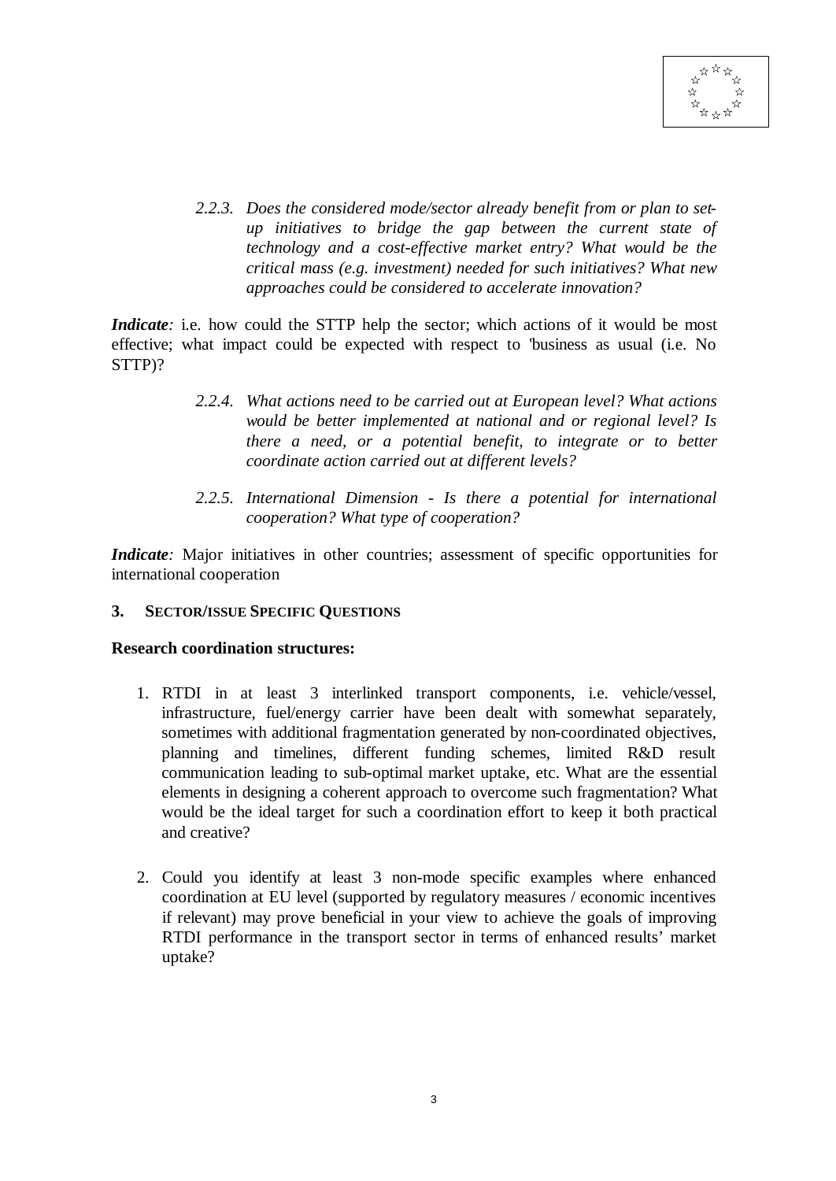*2.2.3. Does the considered mode/sector already benefit from or plan to set-up initiatives to bridge the gap between the current state of technology and a cost-effective market entry? What would be the critical mass (e.g. investment) needed for such initiatives? What new approaches could be considered to accelerate innovation?*

***Indicate**:* i.e. how could the STTP help the sector; which actions of it would be most effective; what impact could be expected with respect to 'business as usual (i.e. No STTP)?

*2.2.4. What actions need to be carried out at European level? What actions would be better implemented at national and or regional level? Is there a need, or a potential benefit, to integrate or to better coordinate action carried out at different levels?*

*2.2.5. International Dimension - Is there a potential for international cooperation? What type of cooperation?*

***Indicate**:* Major initiatives in other countries; assessment of specific opportunities for international cooperation

## 3. SECTOR/ISSUE SPECIFIC QUESTIONS

**Research coordination structures:**

1. RTDI in at least 3 interlinked transport components, i.e. vehicle/vessel, infrastructure, fuel/energy carrier have been dealt with somewhat separately, sometimes with additional fragmentation generated by non-coordinated objectives, planning and timelines, different funding schemes, limited R&D result communication leading to sub-optimal market uptake, etc. What are the essential elements in designing a coherent approach to overcome such fragmentation? What would be the ideal target for such a coordination effort to keep it both practical and creative?

2. Could you identify at least 3 non-mode specific examples where enhanced coordination at EU level (supported by regulatory measures / economic incentives if relevant) may prove beneficial in your view to achieve the goals of improving RTDI performance in the transport sector in terms of enhanced results' market uptake?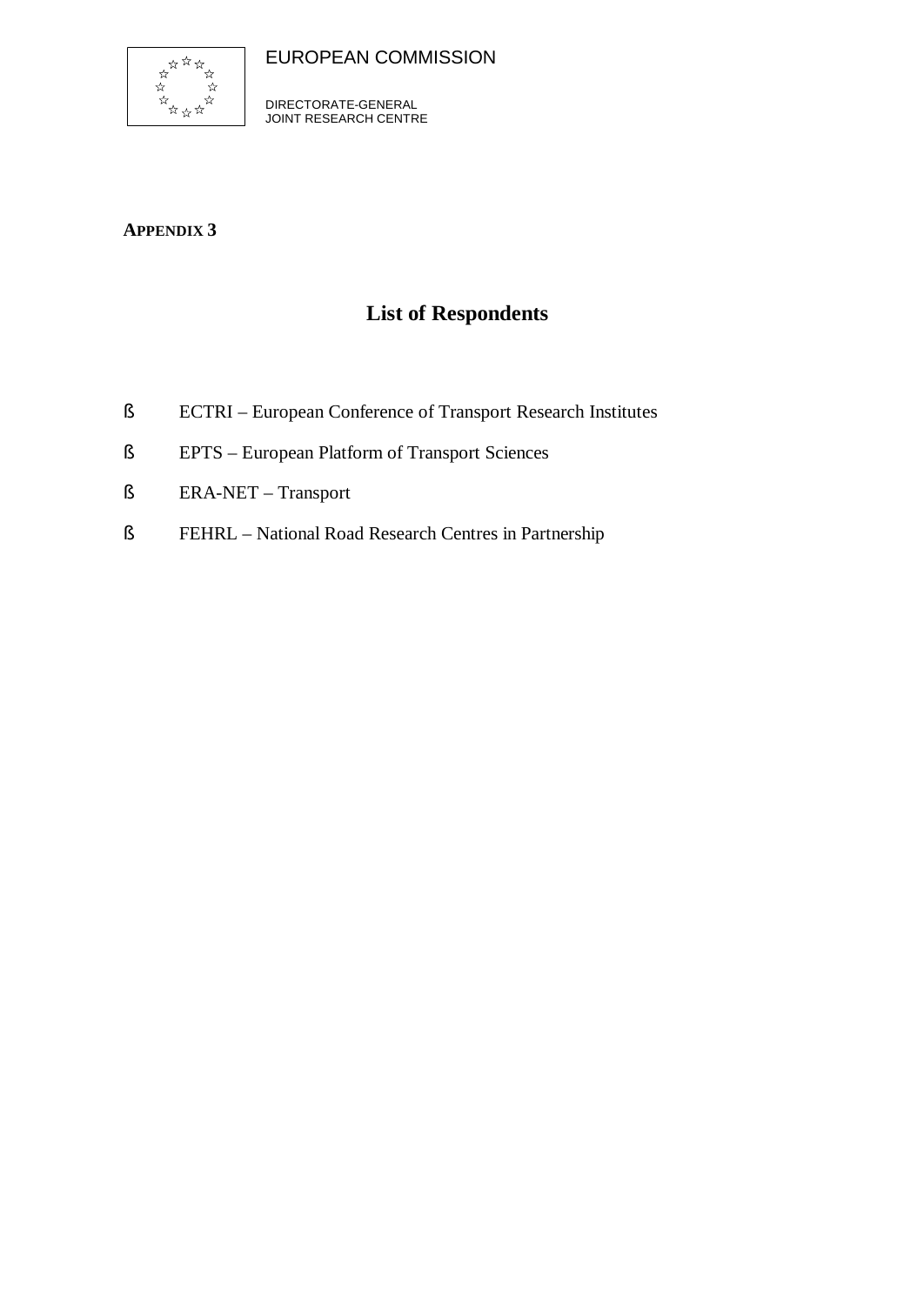EUROPEAN COMMISSION

DIRECTORATE-GENERAL
JOINT RESEARCH CENTRE

**APPENDIX 3**

# List of Respondents

- ECTRI – European Conference of Transport Research Institutes
- EPTS – European Platform of Transport Sciences
- ERA-NET – Transport
- FEHRL – National Road Research Centres in Partnership